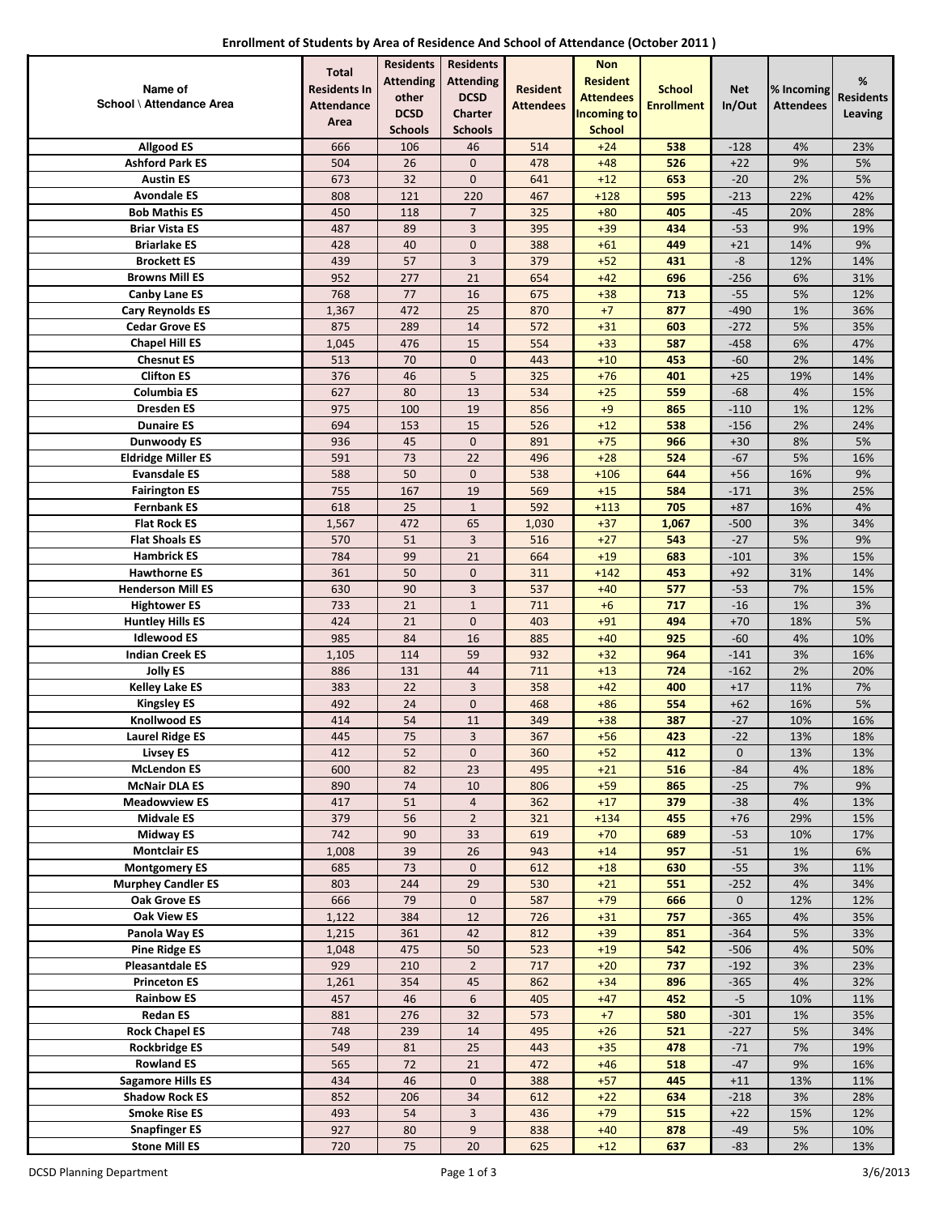**Enrollment of Students by Area of Residence And School of Attendance (October 2011 )**

| Name of School \ Attendance Area | Total Residents In Attendance Area | Residents Attending other DCSD Schools | Residents Attending DCSD Charter Schools | Resident Attendees | Non Resident Attendees Incoming to School | School Enrollment | Net In/Out | % Incoming Attendees | % Residents Leaving |
|---|---|---|---|---|---|---|---|---|---|
| Allgood ES | 666 | 106 | 46 | 514 | +24 | 538 | -128 | 4% | 23% |
| Ashford Park ES | 504 | 26 | 0 | 478 | +48 | 526 | +22 | 9% | 5% |
| Austin ES | 673 | 32 | 0 | 641 | +12 | 653 | -20 | 2% | 5% |
| Avondale ES | 808 | 121 | 220 | 467 | +128 | 595 | -213 | 22% | 42% |
| Bob Mathis ES | 450 | 118 | 7 | 325 | +80 | 405 | -45 | 20% | 28% |
| Briar Vista ES | 487 | 89 | 3 | 395 | +39 | 434 | -53 | 9% | 19% |
| Briarlake ES | 428 | 40 | 0 | 388 | +61 | 449 | +21 | 14% | 9% |
| Brockett ES | 439 | 57 | 3 | 379 | +52 | 431 | -8 | 12% | 14% |
| Browns Mill ES | 952 | 277 | 21 | 654 | +42 | 696 | -256 | 6% | 31% |
| Canby Lane ES | 768 | 77 | 16 | 675 | +38 | 713 | -55 | 5% | 12% |
| Cary Reynolds ES | 1,367 | 472 | 25 | 870 | +7 | 877 | -490 | 1% | 36% |
| Cedar Grove ES | 875 | 289 | 14 | 572 | +31 | 603 | -272 | 5% | 35% |
| Chapel Hill ES | 1,045 | 476 | 15 | 554 | +33 | 587 | -458 | 6% | 47% |
| Chesnut ES | 513 | 70 | 0 | 443 | +10 | 453 | -60 | 2% | 14% |
| Clifton ES | 376 | 46 | 5 | 325 | +76 | 401 | +25 | 19% | 14% |
| Columbia ES | 627 | 80 | 13 | 534 | +25 | 559 | -68 | 4% | 15% |
| Dresden ES | 975 | 100 | 19 | 856 | +9 | 865 | -110 | 1% | 12% |
| Dunaire ES | 694 | 153 | 15 | 526 | +12 | 538 | -156 | 2% | 24% |
| Dunwoody ES | 936 | 45 | 0 | 891 | +75 | 966 | +30 | 8% | 5% |
| Eldridge Miller ES | 591 | 73 | 22 | 496 | +28 | 524 | -67 | 5% | 16% |
| Evansdale ES | 588 | 50 | 0 | 538 | +106 | 644 | +56 | 16% | 9% |
| Fairington ES | 755 | 167 | 19 | 569 | +15 | 584 | -171 | 3% | 25% |
| Fernbank ES | 618 | 25 | 1 | 592 | +113 | 705 | +87 | 16% | 4% |
| Flat Rock ES | 1,567 | 472 | 65 | 1,030 | +37 | 1,067 | -500 | 3% | 34% |
| Flat Shoals ES | 570 | 51 | 3 | 516 | +27 | 543 | -27 | 5% | 9% |
| Hambrick ES | 784 | 99 | 21 | 664 | +19 | 683 | -101 | 3% | 15% |
| Hawthorne ES | 361 | 50 | 0 | 311 | +142 | 453 | +92 | 31% | 14% |
| Henderson Mill ES | 630 | 90 | 3 | 537 | +40 | 577 | -53 | 7% | 15% |
| Hightower ES | 733 | 21 | 1 | 711 | +6 | 717 | -16 | 1% | 3% |
| Huntley Hills ES | 424 | 21 | 0 | 403 | +91 | 494 | +70 | 18% | 5% |
| Idlewood ES | 985 | 84 | 16 | 885 | +40 | 925 | -60 | 4% | 10% |
| Indian Creek ES | 1,105 | 114 | 59 | 932 | +32 | 964 | -141 | 3% | 16% |
| Jolly ES | 886 | 131 | 44 | 711 | +13 | 724 | -162 | 2% | 20% |
| Kelley Lake ES | 383 | 22 | 3 | 358 | +42 | 400 | +17 | 11% | 7% |
| Kingsley ES | 492 | 24 | 0 | 468 | +86 | 554 | +62 | 16% | 5% |
| Knollwood ES | 414 | 54 | 11 | 349 | +38 | 387 | -27 | 10% | 16% |
| Laurel Ridge ES | 445 | 75 | 3 | 367 | +56 | 423 | -22 | 13% | 18% |
| Livsey ES | 412 | 52 | 0 | 360 | +52 | 412 | 0 | 13% | 13% |
| McLendon ES | 600 | 82 | 23 | 495 | +21 | 516 | -84 | 4% | 18% |
| McNair DLA ES | 890 | 74 | 10 | 806 | +59 | 865 | -25 | 7% | 9% |
| Meadowview ES | 417 | 51 | 4 | 362 | +17 | 379 | -38 | 4% | 13% |
| Midvale ES | 379 | 56 | 2 | 321 | +134 | 455 | +76 | 29% | 15% |
| Midway ES | 742 | 90 | 33 | 619 | +70 | 689 | -53 | 10% | 17% |
| Montclair ES | 1,008 | 39 | 26 | 943 | +14 | 957 | -51 | 1% | 6% |
| Montgomery ES | 685 | 73 | 0 | 612 | +18 | 630 | -55 | 3% | 11% |
| Murphey Candler ES | 803 | 244 | 29 | 530 | +21 | 551 | -252 | 4% | 34% |
| Oak Grove ES | 666 | 79 | 0 | 587 | +79 | 666 | 0 | 12% | 12% |
| Oak View ES | 1,122 | 384 | 12 | 726 | +31 | 757 | -365 | 4% | 35% |
| Panola Way ES | 1,215 | 361 | 42 | 812 | +39 | 851 | -364 | 5% | 33% |
| Pine Ridge ES | 1,048 | 475 | 50 | 523 | +19 | 542 | -506 | 4% | 50% |
| Pleasantdale ES | 929 | 210 | 2 | 717 | +20 | 737 | -192 | 3% | 23% |
| Princeton ES | 1,261 | 354 | 45 | 862 | +34 | 896 | -365 | 4% | 32% |
| Rainbow ES | 457 | 46 | 6 | 405 | +47 | 452 | -5 | 10% | 11% |
| Redan ES | 881 | 276 | 32 | 573 | +7 | 580 | -301 | 1% | 35% |
| Rock Chapel ES | 748 | 239 | 14 | 495 | +26 | 521 | -227 | 5% | 34% |
| Rockbridge ES | 549 | 81 | 25 | 443 | +35 | 478 | -71 | 7% | 19% |
| Rowland ES | 565 | 72 | 21 | 472 | +46 | 518 | -47 | 9% | 16% |
| Sagamore Hills ES | 434 | 46 | 0 | 388 | +57 | 445 | +11 | 13% | 11% |
| Shadow Rock ES | 852 | 206 | 34 | 612 | +22 | 634 | -218 | 3% | 28% |
| Smoke Rise ES | 493 | 54 | 3 | 436 | +79 | 515 | +22 | 15% | 12% |
| Snapfinger ES | 927 | 80 | 9 | 838 | +40 | 878 | -49 | 5% | 10% |
| Stone Mill ES | 720 | 75 | 20 | 625 | +12 | 637 | -83 | 2% | 13% |

DCSD Planning Department 3/6/2013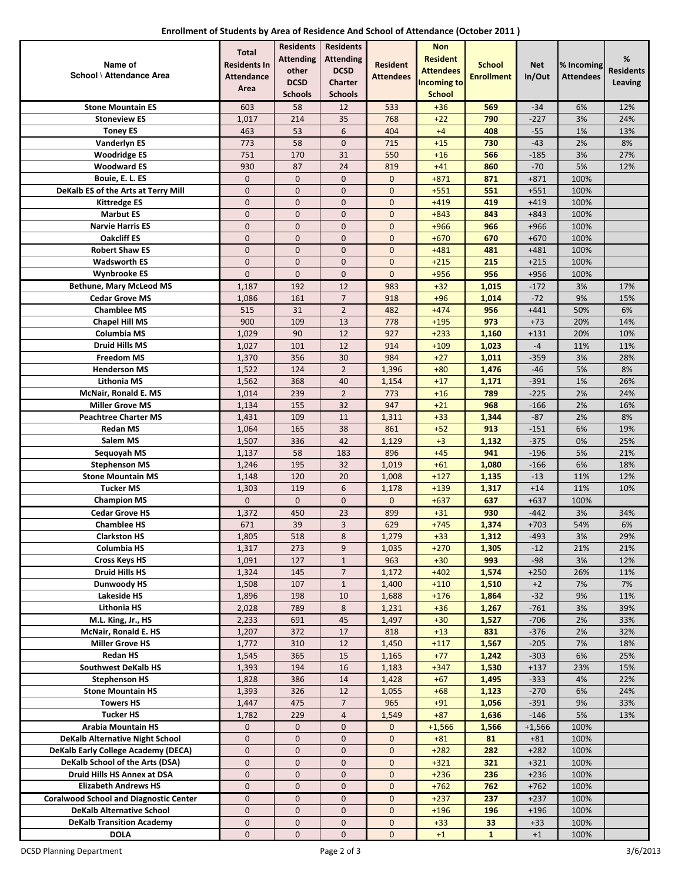## Enrollment of Students by Area of Residence And School of Attendance (October 2011 )

| Name of School \ Attendance Area | Total Residents In Attendance Area | Residents Attending other DCSD Schools | Residents Attending DCSD Charter Schools | Resident Attendees | Non Resident Attendees Incoming to School | School Enrollment | Net In/Out | % Incoming Attendees | % Residents Leaving |
|---|---|---|---|---|---|---|---|---|---|
| Stone Mountain ES | 603 | 58 | 12 | 533 | +36 | 569 | -34 | 6% | 12% |
| Stoneview ES | 1,017 | 214 | 35 | 768 | +22 | 790 | -227 | 3% | 24% |
| Toney ES | 463 | 53 | 6 | 404 | +4 | 408 | -55 | 1% | 13% |
| Vanderlyn ES | 773 | 58 | 0 | 715 | +15 | 730 | -43 | 2% | 8% |
| Woodridge ES | 751 | 170 | 31 | 550 | +16 | 566 | -185 | 3% | 27% |
| Woodward ES | 930 | 87 | 24 | 819 | +41 | 860 | -70 | 5% | 12% |
| Bouie, E. L. ES | 0 | 0 | 0 | 0 | +871 | 871 | +871 | 100% | |
| DeKalb ES of the Arts at Terry Mill | 0 | 0 | 0 | 0 | +551 | 551 | +551 | 100% | |
| Kittredge ES | 0 | 0 | 0 | 0 | +419 | 419 | +419 | 100% | |
| Marbut ES | 0 | 0 | 0 | 0 | +843 | 843 | +843 | 100% | |
| Narvie Harris ES | 0 | 0 | 0 | 0 | +966 | 966 | +966 | 100% | |
| Oakcliff ES | 0 | 0 | 0 | 0 | +670 | 670 | +670 | 100% | |
| Robert Shaw ES | 0 | 0 | 0 | 0 | +481 | 481 | +481 | 100% | |
| Wadsworth ES | 0 | 0 | 0 | 0 | +215 | 215 | +215 | 100% | |
| Wynbrooke ES | 0 | 0 | 0 | 0 | +956 | 956 | +956 | 100% | |
| Bethune, Mary McLeod MS | 1,187 | 192 | 12 | 983 | +32 | 1,015 | -172 | 3% | 17% |
| Cedar Grove MS | 1,086 | 161 | 7 | 918 | +96 | 1,014 | -72 | 9% | 15% |
| Chamblee MS | 515 | 31 | 2 | 482 | +474 | 956 | +441 | 50% | 6% |
| Chapel Hill MS | 900 | 109 | 13 | 778 | +195 | 973 | +73 | 20% | 14% |
| Columbia MS | 1,029 | 90 | 12 | 927 | +233 | 1,160 | +131 | 20% | 10% |
| Druid Hills MS | 1,027 | 101 | 12 | 914 | +109 | 1,023 | -4 | 11% | 11% |
| Freedom MS | 1,370 | 356 | 30 | 984 | +27 | 1,011 | -359 | 3% | 28% |
| Henderson MS | 1,522 | 124 | 2 | 1,396 | +80 | 1,476 | -46 | 5% | 8% |
| Lithonia MS | 1,562 | 368 | 40 | 1,154 | +17 | 1,171 | -391 | 1% | 26% |
| McNair, Ronald E. MS | 1,014 | 239 | 2 | 773 | +16 | 789 | -225 | 2% | 24% |
| Miller Grove MS | 1,134 | 155 | 32 | 947 | +21 | 968 | -166 | 2% | 16% |
| Peachtree Charter MS | 1,431 | 109 | 11 | 1,311 | +33 | 1,344 | -87 | 2% | 8% |
| Redan MS | 1,064 | 165 | 38 | 861 | +52 | 913 | -151 | 6% | 19% |
| Salem MS | 1,507 | 336 | 42 | 1,129 | +3 | 1,132 | -375 | 0% | 25% |
| Sequoyah MS | 1,137 | 58 | 183 | 896 | +45 | 941 | -196 | 5% | 21% |
| Stephenson MS | 1,246 | 195 | 32 | 1,019 | +61 | 1,080 | -166 | 6% | 18% |
| Stone Mountain MS | 1,148 | 120 | 20 | 1,008 | +127 | 1,135 | -13 | 11% | 12% |
| Tucker MS | 1,303 | 119 | 6 | 1,178 | +139 | 1,317 | +14 | 11% | 10% |
| Champion MS | 0 | 0 | 0 | 0 | +637 | 637 | +637 | 100% | |
| Cedar Grove HS | 1,372 | 450 | 23 | 899 | +31 | 930 | -442 | 3% | 34% |
| Chamblee HS | 671 | 39 | 3 | 629 | +745 | 1,374 | +703 | 54% | 6% |
| Clarkston HS | 1,805 | 518 | 8 | 1,279 | +33 | 1,312 | -493 | 3% | 29% |
| Columbia HS | 1,317 | 273 | 9 | 1,035 | +270 | 1,305 | -12 | 21% | 21% |
| Cross Keys HS | 1,091 | 127 | 1 | 963 | +30 | 993 | -98 | 3% | 12% |
| Druid Hills HS | 1,324 | 145 | 7 | 1,172 | +402 | 1,574 | +250 | 26% | 11% |
| Dunwoody HS | 1,508 | 107 | 1 | 1,400 | +110 | 1,510 | +2 | 7% | 7% |
| Lakeside HS | 1,896 | 198 | 10 | 1,688 | +176 | 1,864 | -32 | 9% | 11% |
| Lithonia HS | 2,028 | 789 | 8 | 1,231 | +36 | 1,267 | -761 | 3% | 39% |
| M.L. King, Jr., HS | 2,233 | 691 | 45 | 1,497 | +30 | 1,527 | -706 | 2% | 33% |
| McNair, Ronald E. HS | 1,207 | 372 | 17 | 818 | +13 | 831 | -376 | 2% | 32% |
| Miller Grove HS | 1,772 | 310 | 12 | 1,450 | +117 | 1,567 | -205 | 7% | 18% |
| Redan HS | 1,545 | 365 | 15 | 1,165 | +77 | 1,242 | -303 | 6% | 25% |
| Southwest DeKalb HS | 1,393 | 194 | 16 | 1,183 | +347 | 1,530 | +137 | 23% | 15% |
| Stephenson HS | 1,828 | 386 | 14 | 1,428 | +67 | 1,495 | -333 | 4% | 22% |
| Stone Mountain HS | 1,393 | 326 | 12 | 1,055 | +68 | 1,123 | -270 | 6% | 24% |
| Towers HS | 1,447 | 475 | 7 | 965 | +91 | 1,056 | -391 | 9% | 33% |
| Tucker HS | 1,782 | 229 | 4 | 1,549 | +87 | 1,636 | -146 | 5% | 13% |
| Arabia Mountain HS | 0 | 0 | 0 | 0 | +1,566 | 1,566 | +1,566 | 100% | |
| DeKalb Alternative Night School | 0 | 0 | 0 | 0 | +81 | 81 | +81 | 100% | |
| DeKalb Early College Academy (DECA) | 0 | 0 | 0 | 0 | +282 | 282 | +282 | 100% | |
| DeKalb School of the Arts (DSA) | 0 | 0 | 0 | 0 | +321 | 321 | +321 | 100% | |
| Druid Hills HS Annex at DSA | 0 | 0 | 0 | 0 | +236 | 236 | +236 | 100% | |
| Elizabeth Andrews HS | 0 | 0 | 0 | 0 | +762 | 762 | +762 | 100% | |
| Coralwood School and Diagnostic Center | 0 | 0 | 0 | 0 | +237 | 237 | +237 | 100% | |
| DeKalb Alternative School | 0 | 0 | 0 | 0 | +196 | 196 | +196 | 100% | |
| DeKalb Transition Academy | 0 | 0 | 0 | 0 | +33 | 33 | +33 | 100% | |
| DOLA | 0 | 0 | 0 | 0 | +1 | 1 | +1 | 100% | |

DCSD Planning Department 3/6/2013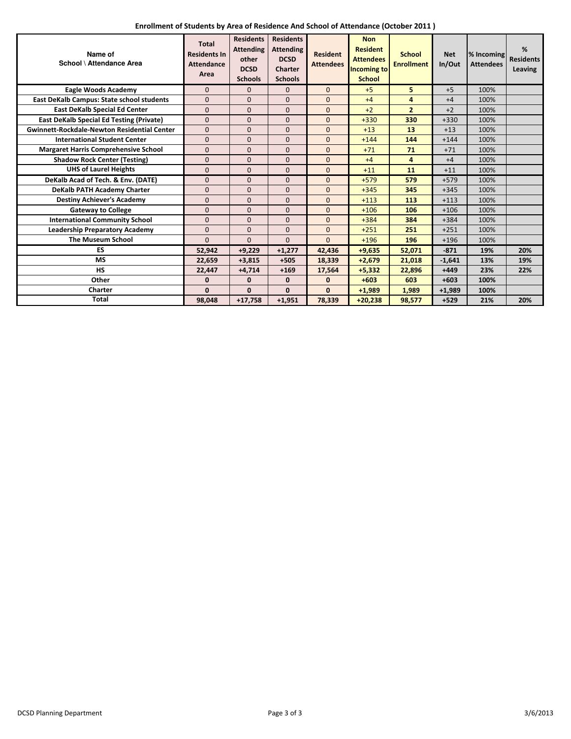**Enrollment of Students by Area of Residence And School of Attendance (October 2011 )**

| Name of School \ Attendance Area | Total Residents In Attendance Area | Residents Attending other DCSD Schools | Residents Attending DCSD Charter Schools | Resident Attendees | Non Resident Attendees Incoming to School | School Enrollment | Net In/Out | % Incoming Attendees | % Residents Leaving |
|---|---|---|---|---|---|---|---|---|---|
| Eagle Woods Academy | 0 | 0 | 0 | 0 | +5 | 5 | +5 | 100% | |
| East DeKalb Campus: State school students | 0 | 0 | 0 | 0 | +4 | 4 | +4 | 100% | |
| East DeKalb Special Ed Center | 0 | 0 | 0 | 0 | +2 | 2 | +2 | 100% | |
| East DeKalb Special Ed Testing (Private) | 0 | 0 | 0 | 0 | +330 | 330 | +330 | 100% | |
| Gwinnett-Rockdale-Newton Residential Center | 0 | 0 | 0 | 0 | +13 | 13 | +13 | 100% | |
| International Student Center | 0 | 0 | 0 | 0 | +144 | 144 | +144 | 100% | |
| Margaret Harris Comprehensive School | 0 | 0 | 0 | 0 | +71 | 71 | +71 | 100% | |
| Shadow Rock Center (Testing) | 0 | 0 | 0 | 0 | +4 | 4 | +4 | 100% | |
| UHS of Laurel Heights | 0 | 0 | 0 | 0 | +11 | 11 | +11 | 100% | |
| DeKalb Acad of Tech. & Env. (DATE) | 0 | 0 | 0 | 0 | +579 | 579 | +579 | 100% | |
| DeKalb PATH Academy Charter | 0 | 0 | 0 | 0 | +345 | 345 | +345 | 100% | |
| Destiny Achiever's Academy | 0 | 0 | 0 | 0 | +113 | 113 | +113 | 100% | |
| Gateway to College | 0 | 0 | 0 | 0 | +106 | 106 | +106 | 100% | |
| International Community School | 0 | 0 | 0 | 0 | +384 | 384 | +384 | 100% | |
| Leadership Preparatory Academy | 0 | 0 | 0 | 0 | +251 | 251 | +251 | 100% | |
| The Museum School | 0 | 0 | 0 | 0 | +196 | 196 | +196 | 100% | |
| **ES** | **52,942** | **+9,229** | **+1,277** | **42,436** | **+9,635** | **52,071** | **-871** | **19%** | **20%** |
| **MS** | **22,659** | **+3,815** | **+505** | **18,339** | **+2,679** | **21,018** | **-1,641** | **13%** | **19%** |
| **HS** | **22,447** | **+4,714** | **+169** | **17,564** | **+5,332** | **22,896** | **+449** | **23%** | **22%** |
| **Other** | **0** | **0** | **0** | **0** | **+603** | **603** | **+603** | **100%** | |
| **Charter** | **0** | **0** | **0** | **0** | **+1,989** | **1,989** | **+1,989** | **100%** | |
| **Total** | **98,048** | **+17,758** | **+1,951** | **78,339** | **+20,238** | **98,577** | **+529** | **21%** | **20%** |

DCSD Planning Department

3/6/2013